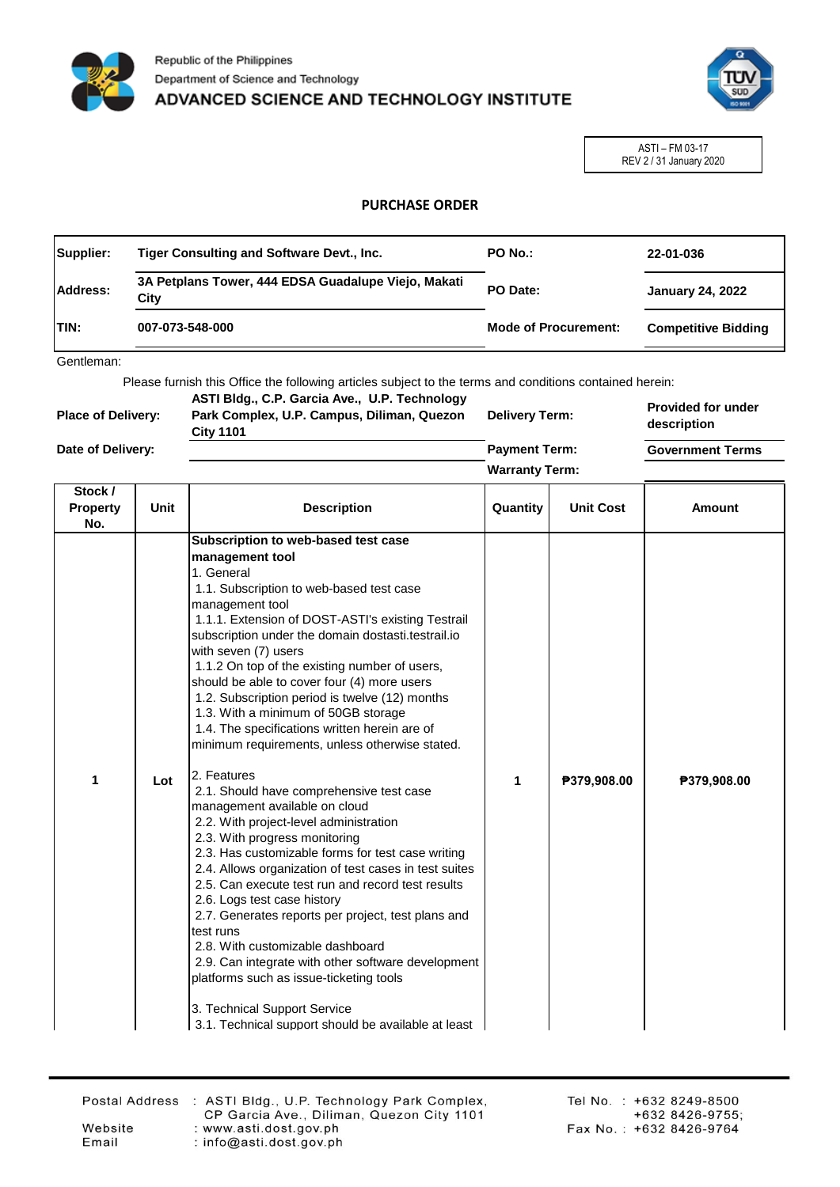Republic of the Philippines
Department of Science and Technology
**ADVANCED SCIENCE AND TECHNOLOGY INSTITUTE**

ASTI – FM 03-17
REV 2 / 31 January 2020

## PURCHASE ORDER

| **Supplier:** | **Tiger Consulting and Software Devt., Inc.** | **PO No.:** | **22-01-036** |
|---|---|---|---|
| **Address:** | **3A Petplans Tower, 444 EDSA Guadalupe Viejo, Makati City** | **PO Date:** | **January 24, 2022** |
| **TIN:** | **007-073-548-000** | **Mode of Procurement:** | **Competitive Bidding** |

Gentleman:

Please furnish this Office the following articles subject to the terms and conditions contained herein:

| | | | |
|---|---|---|---|
| **Place of Delivery:** | **ASTI Bldg., C.P. Garcia Ave., U.P. Technology Park Complex, U.P. Campus, Diliman, Quezon City 1101** | **Delivery Term:** | **Provided for under description** |
| **Date of Delivery:** | | **Payment Term:** | **Government Terms** |
| | | **Warranty Term:** | |

| Stock / Property No. | Unit | Description | Quantity | Unit Cost | Amount |
|---|---|---|---|---|---|
| 1 | Lot | **Subscription to web-based test case management tool**<br>1. General<br>1.1. Subscription to web-based test case management tool<br>1.1.1. Extension of DOST-ASTI's existing Testrail subscription under the domain dostasti.testrail.io with seven (7) users<br>1.1.2 On top of the existing number of users, should be able to cover four (4) more users<br>1.2. Subscription period is twelve (12) months<br>1.3. With a minimum of 50GB storage<br>1.4. The specifications written herein are of minimum requirements, unless otherwise stated.<br><br>2. Features<br>2.1. Should have comprehensive test case management available on cloud<br>2.2. With project-level administration<br>2.3. With progress monitoring<br>2.3. Has customizable forms for test case writing<br>2.4. Allows organization of test cases in test suites<br>2.5. Can execute test run and record test results<br>2.6. Logs test case history<br>2.7. Generates reports per project, test plans and test runs<br>2.8. With customizable dashboard<br>2.9. Can integrate with other software development platforms such as issue-ticketing tools<br><br>3. Technical Support Service<br>3.1. Technical support should be available at least | 1 | ₱379,908.00 | ₱379,908.00 |

Postal Address : ASTI Bldg., U.P. Technology Park Complex, CP Garcia Ave., Diliman, Quezon City 1101
Website : www.asti.dost.gov.ph
Email : info@asti.dost.gov.ph
Tel No. : +632 8249-8500 +632 8426-9755;
Fax No. : +632 8426-9764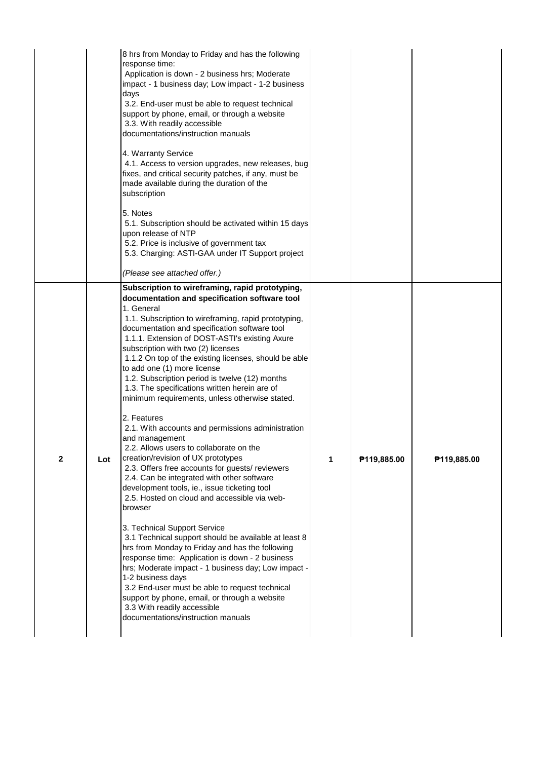| | | | | | |
|---|---|---|---|---|---|
| | | 8 hrs from Monday to Friday and has the following response time:<br>Application is down - 2 business hrs; Moderate impact - 1 business day; Low impact - 1-2 business days<br>3.2. End-user must be able to request technical support by phone, email, or through a website<br>3.3. With readily accessible documentations/instruction manuals<br><br>4. Warranty Service<br>4.1. Access to version upgrades, new releases, bug fixes, and critical security patches, if any, must be made available during the duration of the subscription<br><br>5. Notes<br>5.1. Subscription should be activated within 15 days upon release of NTP<br>5.2. Price is inclusive of government tax<br>5.3. Charging: ASTI-GAA under IT Support project<br><br>*(Please see attached offer.)* | | | |
| **2** | **Lot** | **Subscription to wireframing, rapid prototyping, documentation and specification software tool**<br>1. General<br>1.1. Subscription to wireframing, rapid prototyping, documentation and specification software tool<br>1.1.1. Extension of DOST-ASTI's existing Axure subscription with two (2) licenses<br>1.1.2 On top of the existing licenses, should be able to add one (1) more license<br>1.2. Subscription period is twelve (12) months<br>1.3. The specifications written herein are of minimum requirements, unless otherwise stated.<br><br>2. Features<br>2.1. With accounts and permissions administration and management<br>2.2. Allows users to collaborate on the creation/revision of UX prototypes<br>2.3. Offers free accounts for guests/ reviewers<br>2.4. Can be integrated with other software development tools, ie., issue ticketing tool<br>2.5. Hosted on cloud and accessible via web-browser<br><br>3. Technical Support Service<br>3.1 Technical support should be available at least 8 hrs from Monday to Friday and has the following response time: Application is down - 2 business hrs; Moderate impact - 1 business day; Low impact - 1-2 business days<br>3.2 End-user must be able to request technical support by phone, email, or through a website<br>3.3 With readily accessible documentations/instruction manuals | **1** | **₱119,885.00** | **₱119,885.00** |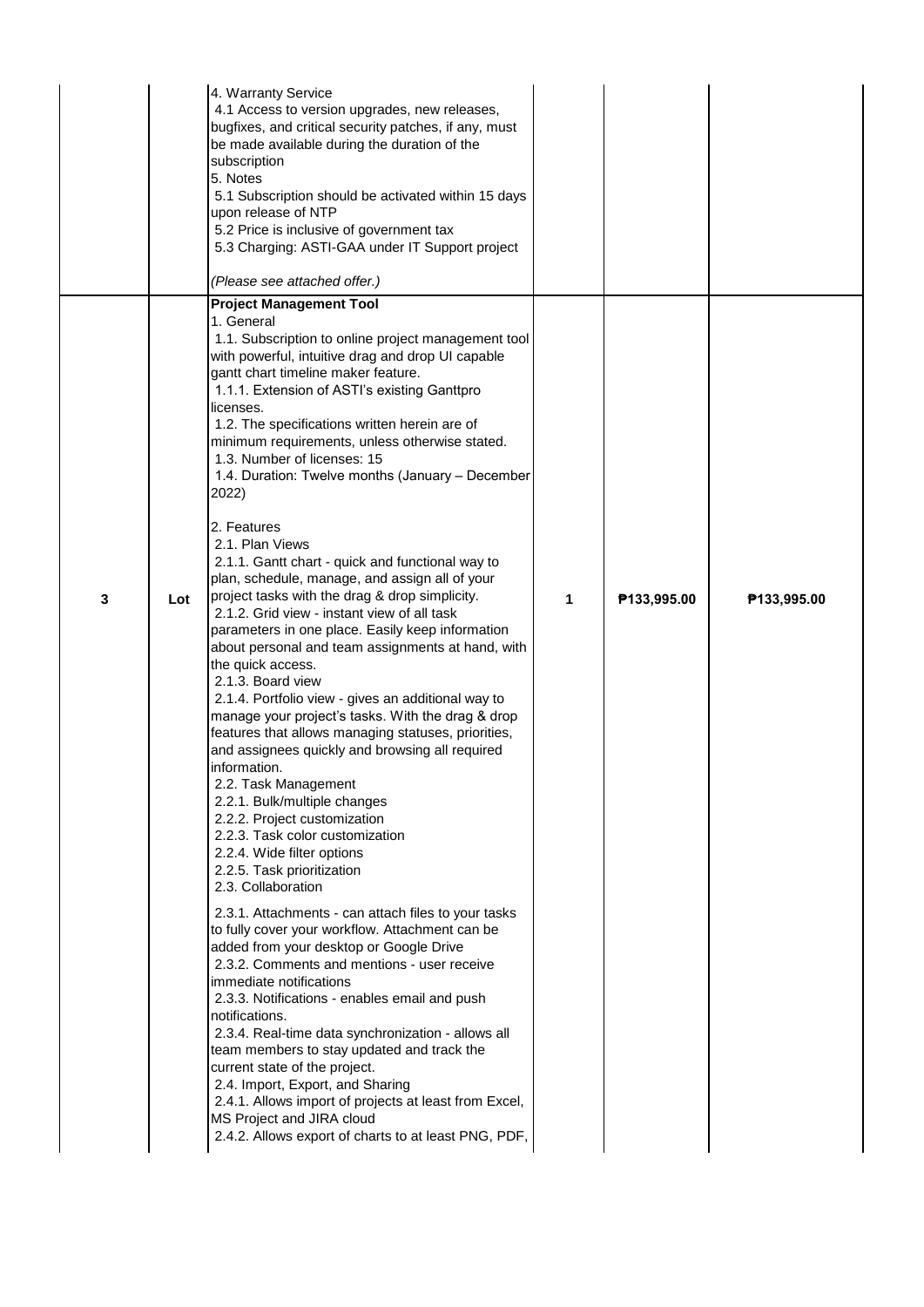| | | | | | |
|---|---|---|---|---|---|
| | | 4. Warranty Service<br>4.1 Access to version upgrades, new releases, bugfixes, and critical security patches, if any, must be made available during the duration of the subscription<br>5. Notes<br>5.1 Subscription should be activated within 15 days upon release of NTP<br>5.2 Price is inclusive of government tax<br>5.3 Charging: ASTI-GAA under IT Support project<br><br>*(Please see attached offer.)* | | | |
| **3** | **Lot** | **Project Management Tool**<br>1. General<br>1.1. Subscription to online project management tool with powerful, intuitive drag and drop UI capable gantt chart timeline maker feature.<br>1.1.1. Extension of ASTI's existing Ganttpro licenses.<br>1.2. The specifications written herein are of minimum requirements, unless otherwise stated.<br>1.3. Number of licenses: 15<br>1.4. Duration: Twelve months (January – December 2022)<br><br>2. Features<br>2.1. Plan Views<br>2.1.1. Gantt chart - quick and functional way to plan, schedule, manage, and assign all of your project tasks with the drag & drop simplicity.<br>2.1.2. Grid view - instant view of all task parameters in one place. Easily keep information about personal and team assignments at hand, with the quick access.<br>2.1.3. Board view<br>2.1.4. Portfolio view - gives an additional way to manage your project's tasks. With the drag & drop features that allows managing statuses, priorities, and assignees quickly and browsing all required information.<br>2.2. Task Management<br>2.2.1. Bulk/multiple changes<br>2.2.2. Project customization<br>2.2.3. Task color customization<br>2.2.4. Wide filter options<br>2.2.5. Task prioritization<br>2.3. Collaboration<br><br>2.3.1. Attachments - can attach files to your tasks to fully cover your workflow. Attachment can be added from your desktop or Google Drive<br>2.3.2. Comments and mentions - user receive immediate notifications<br>2.3.3. Notifications - enables email and push notifications.<br>2.3.4. Real-time data synchronization - allows all team members to stay updated and track the current state of the project.<br>2.4. Import, Export, and Sharing<br>2.4.1. Allows import of projects at least from Excel, MS Project and JIRA cloud<br>2.4.2. Allows export of charts to at least PNG, PDF, | **1** | **₱133,995.00** | **₱133,995.00** |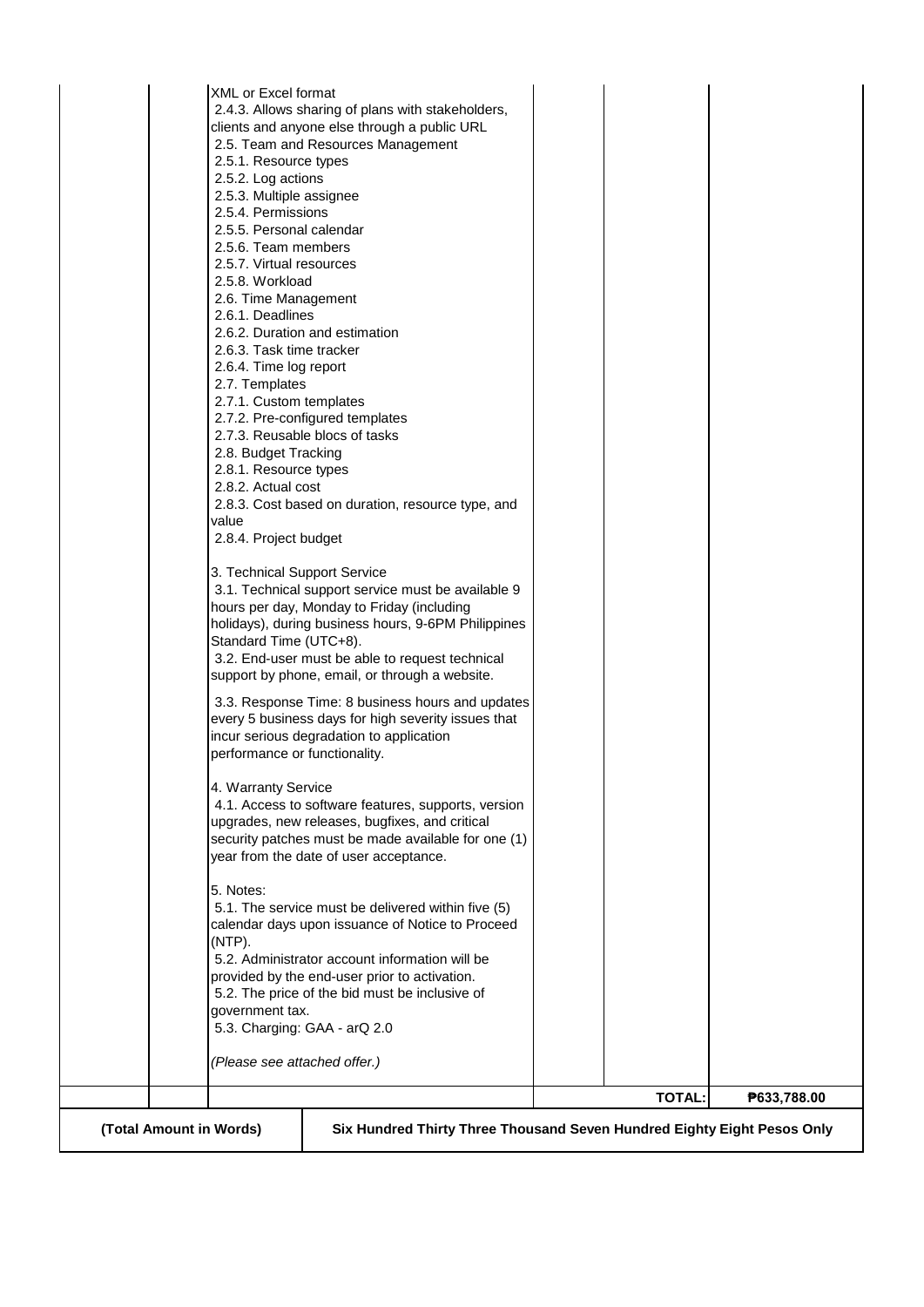| | | | | | |
|---|---|---|---|---|---|
| | | XML or Excel format<br>2.4.3. Allows sharing of plans with stakeholders, clients and anyone else through a public URL<br>2.5. Team and Resources Management<br>2.5.1. Resource types<br>2.5.2. Log actions<br>2.5.3. Multiple assignee<br>2.5.4. Permissions<br>2.5.5. Personal calendar<br>2.5.6. Team members<br>2.5.7. Virtual resources<br>2.5.8. Workload<br>2.6. Time Management<br>2.6.1. Deadlines<br>2.6.2. Duration and estimation<br>2.6.3. Task time tracker<br>2.6.4. Time log report<br>2.7. Templates<br>2.7.1. Custom templates<br>2.7.2. Pre-configured templates<br>2.7.3. Reusable blocs of tasks<br>2.8. Budget Tracking<br>2.8.1. Resource types<br>2.8.2. Actual cost<br>2.8.3. Cost based on duration, resource type, and value<br>2.8.4. Project budget<br><br>3. Technical Support Service<br>3.1. Technical support service must be available 9 hours per day, Monday to Friday (including holidays), during business hours, 9-6PM Philippines Standard Time (UTC+8).<br>3.2. End-user must be able to request technical support by phone, email, or through a website.<br><br>3.3. Response Time: 8 business hours and updates every 5 business days for high severity issues that incur serious degradation to application performance or functionality.<br><br>4. Warranty Service<br>4.1. Access to software features, supports, version upgrades, new releases, bugfixes, and critical security patches must be made available for one (1) year from the date of user acceptance.<br><br>5. Notes:<br>5.1. The service must be delivered within five (5) calendar days upon issuance of Notice to Proceed (NTP).<br>5.2. Administrator account information will be provided by the end-user prior to activation.<br>5.2. The price of the bid must be inclusive of government tax.<br>5.3. Charging: GAA - arQ 2.0<br><br>*(Please see attached offer.)* | | | |
| | | | | **TOTAL:** | **₱633,788.00** |
| **(Total Amount in Words)** | | **Six Hundred Thirty Three Thousand Seven Hundred Eighty Eight Pesos Only** | | | |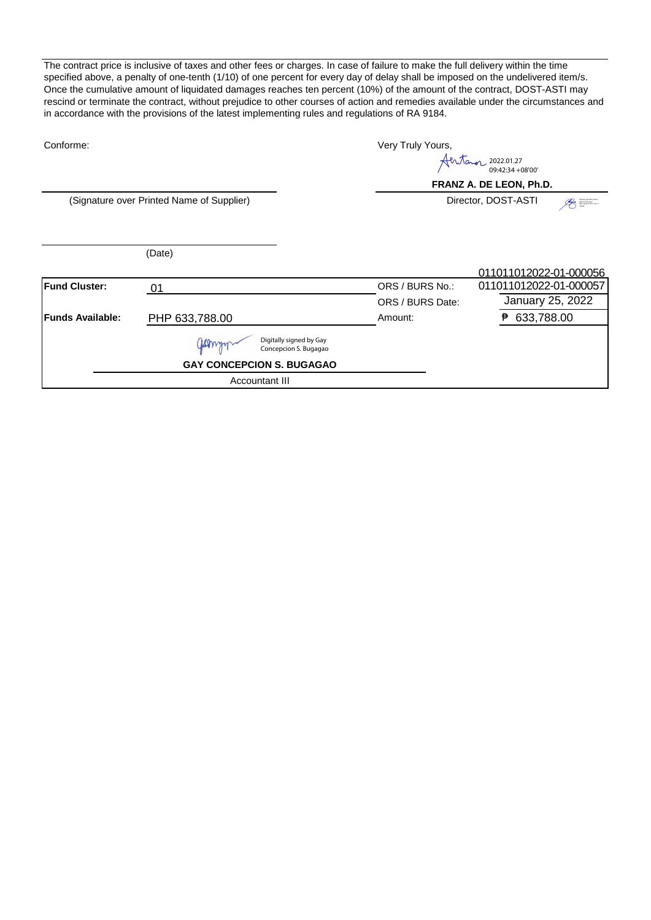The contract price is inclusive of taxes and other fees or charges. In case of failure to make the full delivery within the time specified above, a penalty of one-tenth (1/10) of one percent for every day of delay shall be imposed on the undelivered item/s. Once the cumulative amount of liquidated damages reaches ten percent (10%) of the amount of the contract, DOST-ASTI may rescind or terminate the contract, without prejudice to other courses of action and remedies available under the circumstances and in accordance with the provisions of the latest implementing rules and regulations of RA 9184.

Conforme:

\_\_\_\_\_\_\_\_\_\_\_\_\_\_\_\_\_\_\_\_\_\_\_\_\_\_\_\_\_\_\_\_\_\_\_\_\_\_\_\_

(Signature over Printed Name of Supplier)

\_\_\_\_\_\_\_\_\_\_\_\_\_\_\_\_\_\_\_\_\_\_\_\_\_\_\_\_\_\_\_\_\_\_\_\_\_\_\_\_

(Date)

Very Truly Yours,

2022.01.27 09:42:34 +08'00'

**FRANZ A. DE LEON, Ph.D.**

Director, DOST-ASTI

| | | | |
|---|---|---|---|
| | | | 011011012022-01-000056 |
| **Fund Cluster:** | 01 | ORS / BURS No.: | 011011012022-01-000057 |
| | | ORS / BURS Date: | January 25, 2022 |
| **Funds Available:** | PHP 633,788.00 | Amount: | ₱ 633,788.00 |

Digitally signed by Gay Concepcion S. Bugagao

**GAY CONCEPCION S. BUGAGAO**

Accountant III